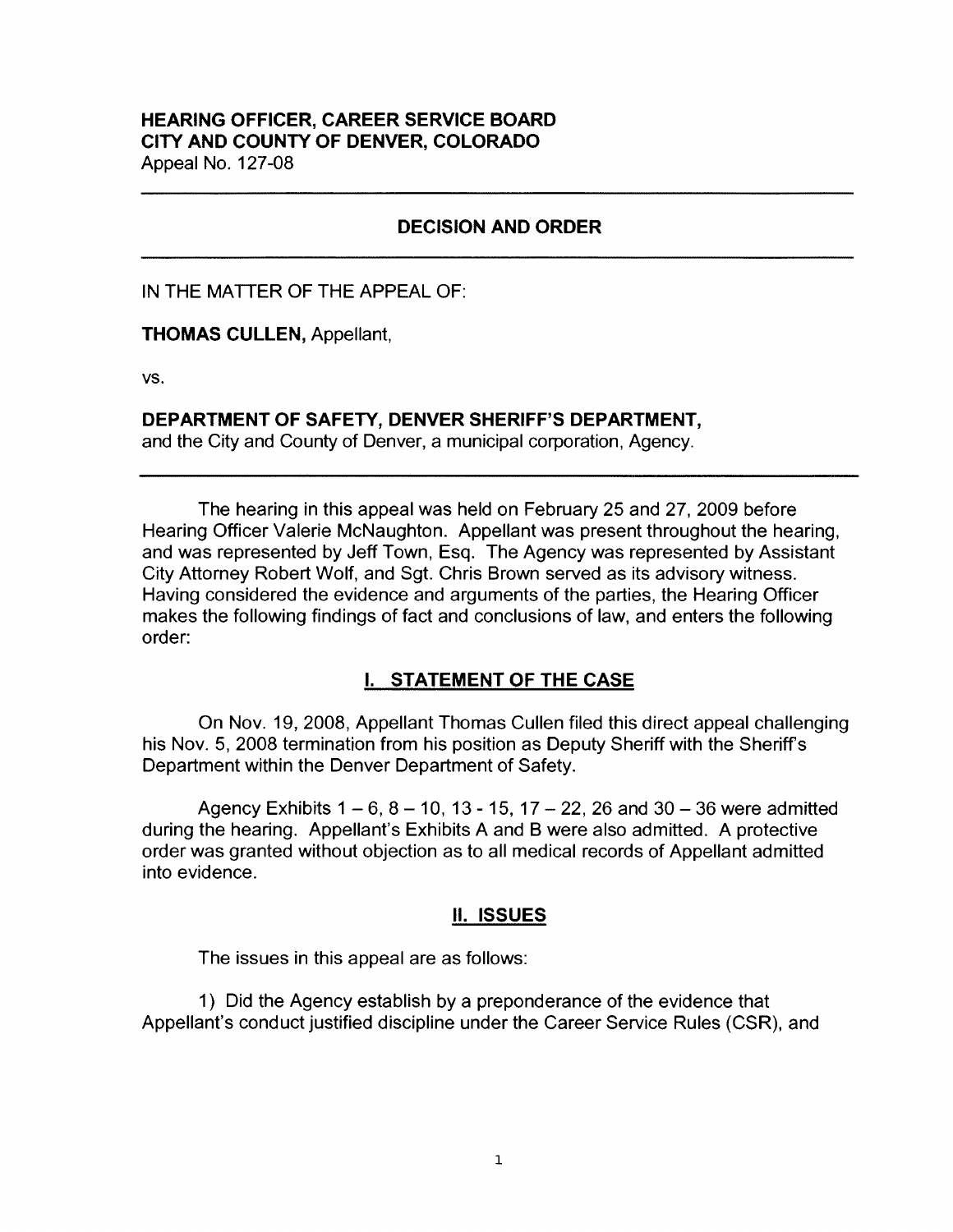**HEARING OFFICER, CAREER SERVICE BOARD**
**CITY AND COUNTY OF DENVER, COLORADO**
Appeal No. 127-08

---

## DECISION AND ORDER

---

IN THE MATTER OF THE APPEAL OF:

**THOMAS CULLEN,** Appellant,

vs.

**DEPARTMENT OF SAFETY, DENVER SHERIFF'S DEPARTMENT,**
and the City and County of Denver, a municipal corporation, Agency.

---

The hearing in this appeal was held on February 25 and 27, 2009 before Hearing Officer Valerie McNaughton. Appellant was present throughout the hearing, and was represented by Jeff Town, Esq. The Agency was represented by Assistant City Attorney Robert Wolf, and Sgt. Chris Brown served as its advisory witness. Having considered the evidence and arguments of the parties, the Hearing Officer makes the following findings of fact and conclusions of law, and enters the following order:

## I. STATEMENT OF THE CASE

On Nov. 19, 2008, Appellant Thomas Cullen filed this direct appeal challenging his Nov. 5, 2008 termination from his position as Deputy Sheriff with the Sheriff's Department within the Denver Department of Safety.

Agency Exhibits 1 – 6, 8 – 10, 13 - 15, 17 – 22, 26 and 30 – 36 were admitted during the hearing. Appellant's Exhibits A and B were also admitted. A protective order was granted without objection as to all medical records of Appellant admitted into evidence.

## II. ISSUES

The issues in this appeal are as follows:

1) Did the Agency establish by a preponderance of the evidence that Appellant's conduct justified discipline under the Career Service Rules (CSR), and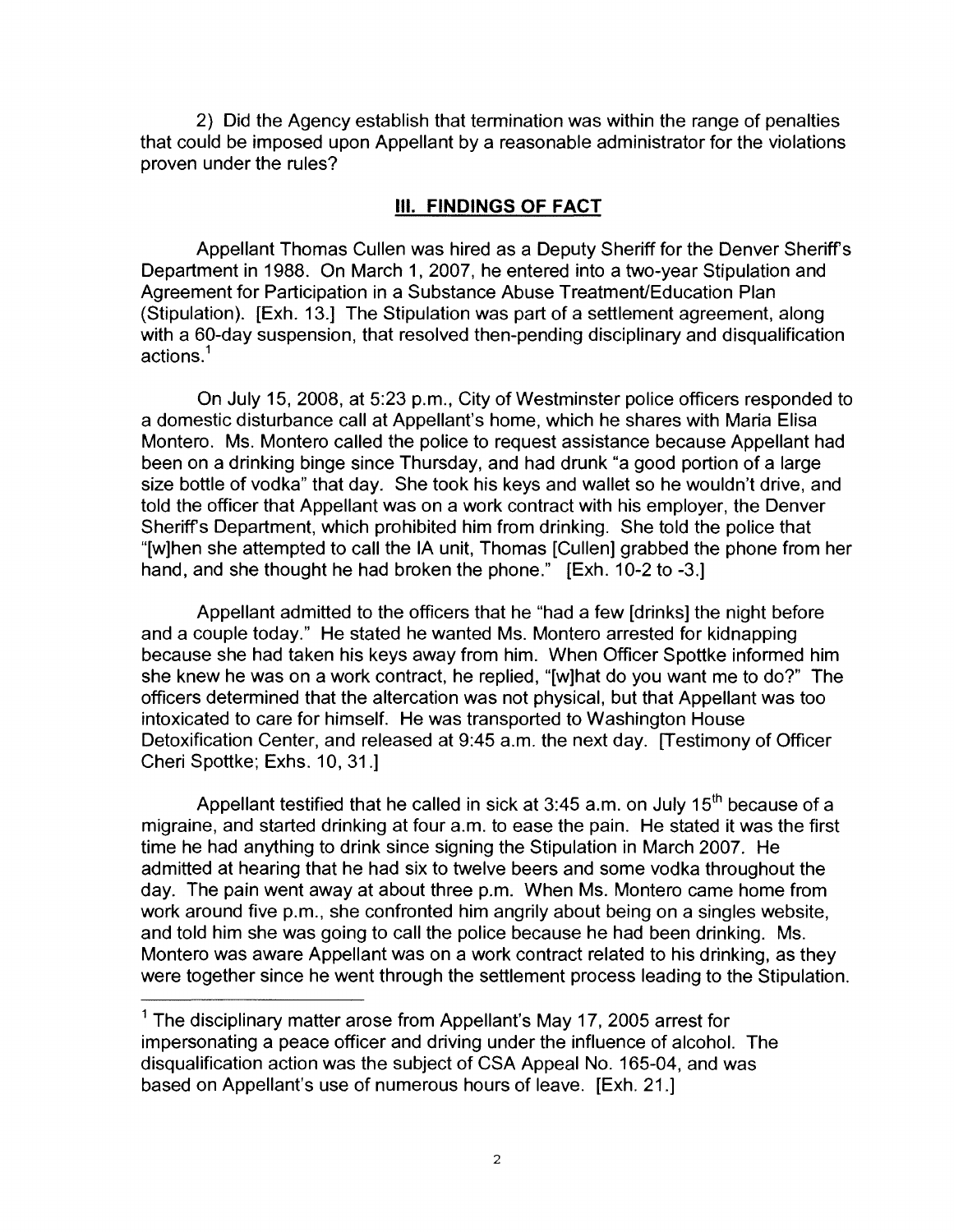2) Did the Agency establish that termination was within the range of penalties that could be imposed upon Appellant by a reasonable administrator for the violations proven under the rules?

## III. FINDINGS OF FACT

Appellant Thomas Cullen was hired as a Deputy Sheriff for the Denver Sheriff's Department in 1988. On March 1, 2007, he entered into a two-year Stipulation and Agreement for Participation in a Substance Abuse Treatment/Education Plan (Stipulation). [Exh. 13.] The Stipulation was part of a settlement agreement, along with a 60-day suspension, that resolved then-pending disciplinary and disqualification actions.[1]

On July 15, 2008, at 5:23 p.m., City of Westminster police officers responded to a domestic disturbance call at Appellant's home, which he shares with Maria Elisa Montero. Ms. Montero called the police to request assistance because Appellant had been on a drinking binge since Thursday, and had drunk "a good portion of a large size bottle of vodka" that day. She took his keys and wallet so he wouldn't drive, and told the officer that Appellant was on a work contract with his employer, the Denver Sheriff's Department, which prohibited him from drinking. She told the police that "[w]hen she attempted to call the IA unit, Thomas [Cullen] grabbed the phone from her hand, and she thought he had broken the phone." [Exh. 10-2 to -3.]

Appellant admitted to the officers that he "had a few [drinks] the night before and a couple today." He stated he wanted Ms. Montero arrested for kidnapping because she had taken his keys away from him. When Officer Spottke informed him she knew he was on a work contract, he replied, "[w]hat do you want me to do?" The officers determined that the altercation was not physical, but that Appellant was too intoxicated to care for himself. He was transported to Washington House Detoxification Center, and released at 9:45 a.m. the next day. [Testimony of Officer Cheri Spottke; Exhs. 10, 31.]

Appellant testified that he called in sick at 3:45 a.m. on July 15th because of a migraine, and started drinking at four a.m. to ease the pain. He stated it was the first time he had anything to drink since signing the Stipulation in March 2007. He admitted at hearing that he had six to twelve beers and some vodka throughout the day. The pain went away at about three p.m. When Ms. Montero came home from work around five p.m., she confronted him angrily about being on a singles website, and told him she was going to call the police because he had been drinking. Ms. Montero was aware Appellant was on a work contract related to his drinking, as they were together since he went through the settlement process leading to the Stipulation.

[1] The disciplinary matter arose from Appellant's May 17, 2005 arrest for impersonating a peace officer and driving under the influence of alcohol. The disqualification action was the subject of CSA Appeal No. 165-04, and was based on Appellant's use of numerous hours of leave. [Exh. 21.]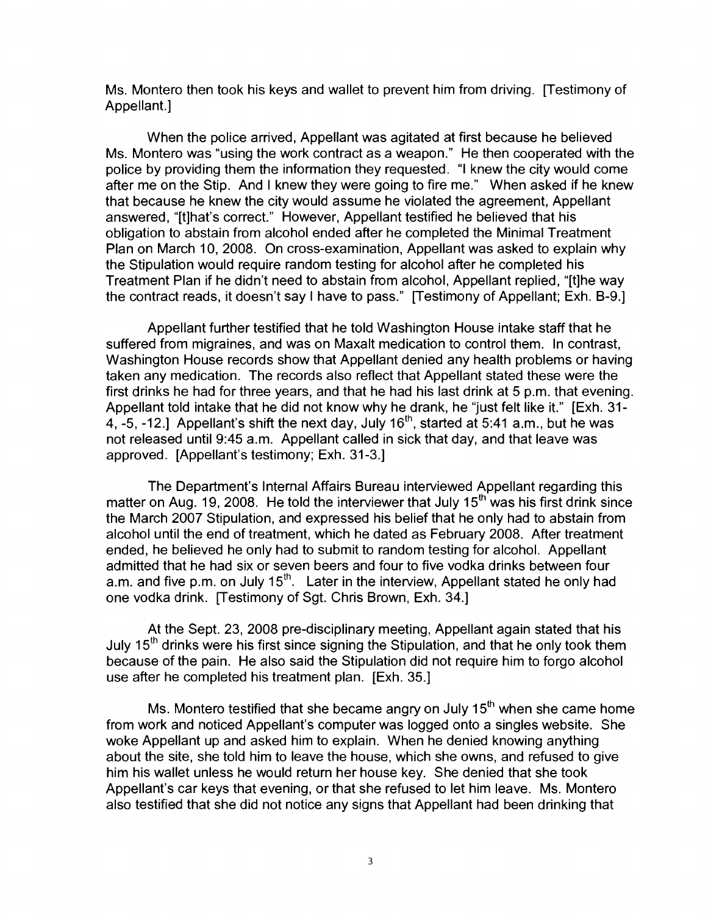Ms. Montero then took his keys and wallet to prevent him from driving. [Testimony of Appellant.]

When the police arrived, Appellant was agitated at first because he believed Ms. Montero was "using the work contract as a weapon." He then cooperated with the police by providing them the information they requested. "I knew the city would come after me on the Stip. And I knew they were going to fire me." When asked if he knew that because he knew the city would assume he violated the agreement, Appellant answered, "[t]hat's correct." However, Appellant testified he believed that his obligation to abstain from alcohol ended after he completed the Minimal Treatment Plan on March 10, 2008. On cross-examination, Appellant was asked to explain why the Stipulation would require random testing for alcohol after he completed his Treatment Plan if he didn't need to abstain from alcohol, Appellant replied, "[t]he way the contract reads, it doesn't say I have to pass." [Testimony of Appellant; Exh. B-9.]

Appellant further testified that he told Washington House intake staff that he suffered from migraines, and was on Maxalt medication to control them. In contrast, Washington House records show that Appellant denied any health problems or having taken any medication. The records also reflect that Appellant stated these were the first drinks he had for three years, and that he had his last drink at 5 p.m. that evening. Appellant told intake that he did not know why he drank, he "just felt like it." [Exh. 31-4, -5, -12.] Appellant's shift the next day, July 16th, started at 5:41 a.m., but he was not released until 9:45 a.m. Appellant called in sick that day, and that leave was approved. [Appellant's testimony; Exh. 31-3.]

The Department's Internal Affairs Bureau interviewed Appellant regarding this matter on Aug. 19, 2008. He told the interviewer that July 15th was his first drink since the March 2007 Stipulation, and expressed his belief that he only had to abstain from alcohol until the end of treatment, which he dated as February 2008. After treatment ended, he believed he only had to submit to random testing for alcohol. Appellant admitted that he had six or seven beers and four to five vodka drinks between four a.m. and five p.m. on July 15th. Later in the interview, Appellant stated he only had one vodka drink. [Testimony of Sgt. Chris Brown, Exh. 34.]

At the Sept. 23, 2008 pre-disciplinary meeting, Appellant again stated that his July 15th drinks were his first since signing the Stipulation, and that he only took them because of the pain. He also said the Stipulation did not require him to forgo alcohol use after he completed his treatment plan. [Exh. 35.]

Ms. Montero testified that she became angry on July 15th when she came home from work and noticed Appellant's computer was logged onto a singles website. She woke Appellant up and asked him to explain. When he denied knowing anything about the site, she told him to leave the house, which she owns, and refused to give him his wallet unless he would return her house key. She denied that she took Appellant's car keys that evening, or that she refused to let him leave. Ms. Montero also testified that she did not notice any signs that Appellant had been drinking that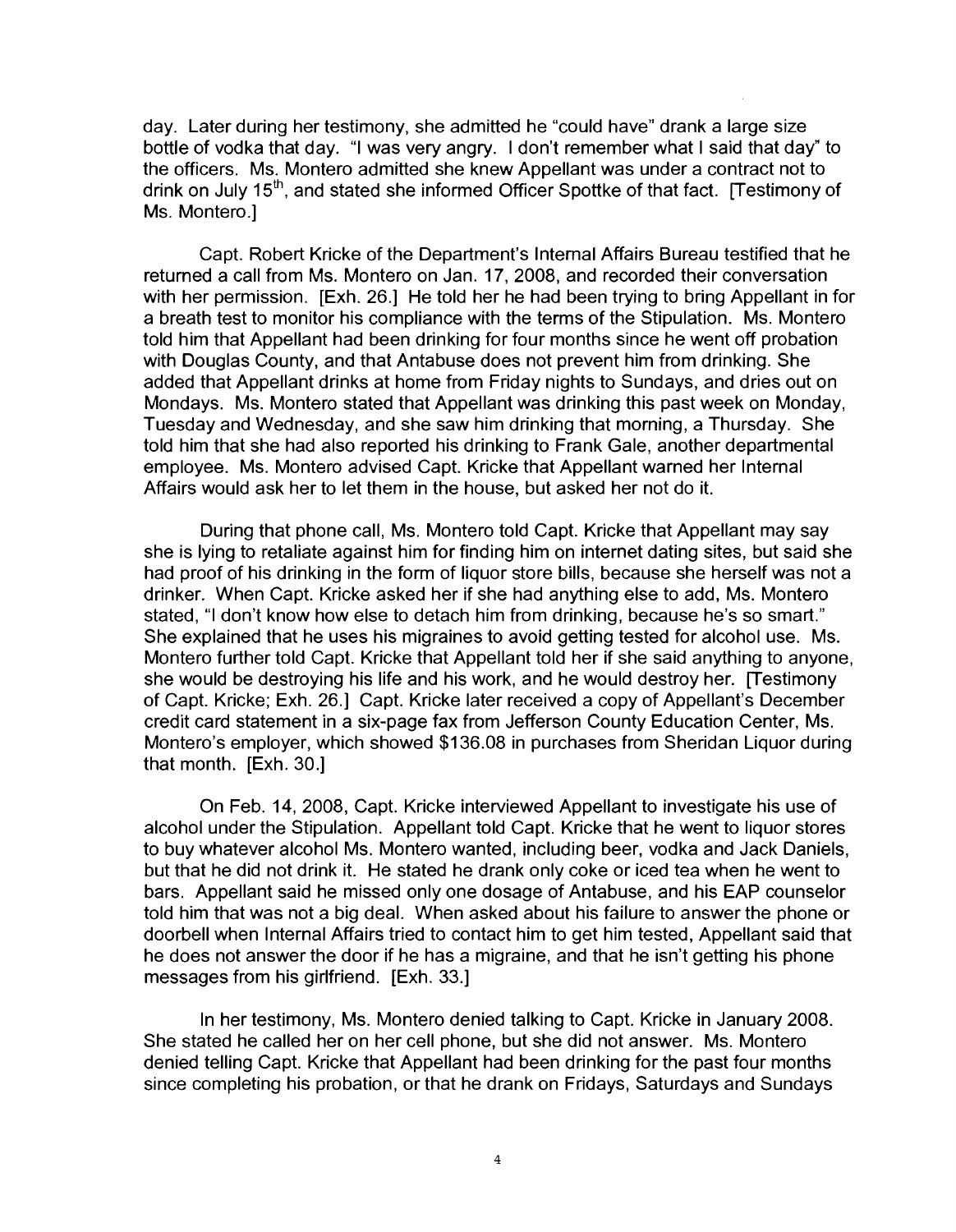day. Later during her testimony, she admitted he "could have" drank a large size bottle of vodka that day. "I was very angry. I don't remember what I said that day" to the officers. Ms. Montero admitted she knew Appellant was under a contract not to drink on July 15th, and stated she informed Officer Spottke of that fact. [Testimony of Ms. Montero.]

Capt. Robert Kricke of the Department's Internal Affairs Bureau testified that he returned a call from Ms. Montero on Jan. 17, 2008, and recorded their conversation with her permission. [Exh. 26.] He told her he had been trying to bring Appellant in for a breath test to monitor his compliance with the terms of the Stipulation. Ms. Montero told him that Appellant had been drinking for four months since he went off probation with Douglas County, and that Antabuse does not prevent him from drinking. She added that Appellant drinks at home from Friday nights to Sundays, and dries out on Mondays. Ms. Montero stated that Appellant was drinking this past week on Monday, Tuesday and Wednesday, and she saw him drinking that morning, a Thursday. She told him that she had also reported his drinking to Frank Gale, another departmental employee. Ms. Montero advised Capt. Kricke that Appellant warned her Internal Affairs would ask her to let them in the house, but asked her not do it.

During that phone call, Ms. Montero told Capt. Kricke that Appellant may say she is lying to retaliate against him for finding him on internet dating sites, but said she had proof of his drinking in the form of liquor store bills, because she herself was not a drinker. When Capt. Kricke asked her if she had anything else to add, Ms. Montero stated, "I don't know how else to detach him from drinking, because he's so smart." She explained that he uses his migraines to avoid getting tested for alcohol use. Ms. Montero further told Capt. Kricke that Appellant told her if she said anything to anyone, she would be destroying his life and his work, and he would destroy her. [Testimony of Capt. Kricke; Exh. 26.] Capt. Kricke later received a copy of Appellant's December credit card statement in a six-page fax from Jefferson County Education Center, Ms. Montero's employer, which showed $136.08 in purchases from Sheridan Liquor during that month. [Exh. 30.]

On Feb. 14, 2008, Capt. Kricke interviewed Appellant to investigate his use of alcohol under the Stipulation. Appellant told Capt. Kricke that he went to liquor stores to buy whatever alcohol Ms. Montero wanted, including beer, vodka and Jack Daniels, but that he did not drink it. He stated he drank only coke or iced tea when he went to bars. Appellant said he missed only one dosage of Antabuse, and his EAP counselor told him that was not a big deal. When asked about his failure to answer the phone or doorbell when Internal Affairs tried to contact him to get him tested, Appellant said that he does not answer the door if he has a migraine, and that he isn't getting his phone messages from his girlfriend. [Exh. 33.]

In her testimony, Ms. Montero denied talking to Capt. Kricke in January 2008. She stated he called her on her cell phone, but she did not answer. Ms. Montero denied telling Capt. Kricke that Appellant had been drinking for the past four months since completing his probation, or that he drank on Fridays, Saturdays and Sundays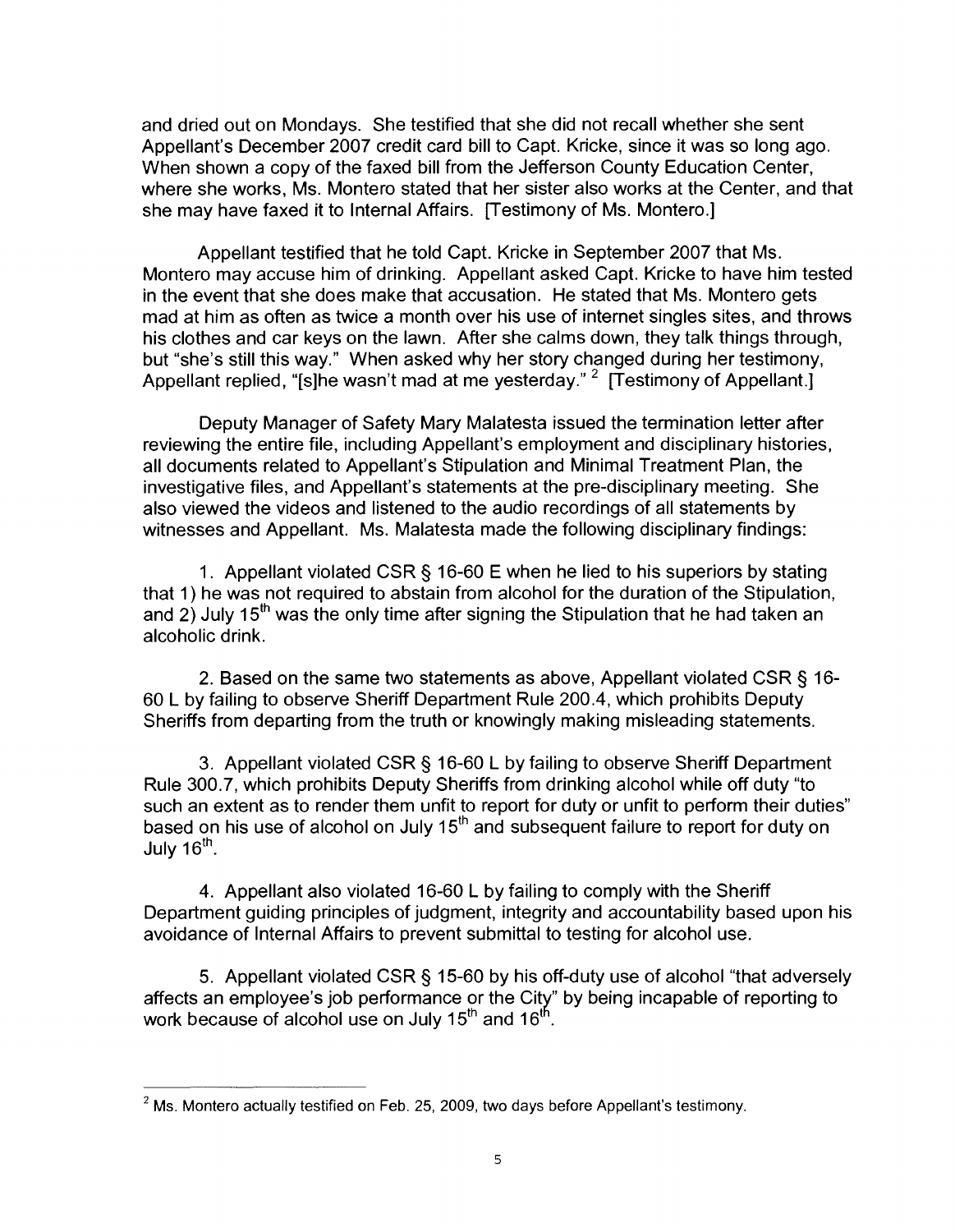and dried out on Mondays. She testified that she did not recall whether she sent Appellant's December 2007 credit card bill to Capt. Kricke, since it was so long ago. When shown a copy of the faxed bill from the Jefferson County Education Center, where she works, Ms. Montero stated that her sister also works at the Center, and that she may have faxed it to Internal Affairs. [Testimony of Ms. Montero.]

Appellant testified that he told Capt. Kricke in September 2007 that Ms. Montero may accuse him of drinking. Appellant asked Capt. Kricke to have him tested in the event that she does make that accusation. He stated that Ms. Montero gets mad at him as often as twice a month over his use of internet singles sites, and throws his clothes and car keys on the lawn. After she calms down, they talk things through, but "she's still this way." When asked why her story changed during her testimony, Appellant replied, "[s]he wasn't mad at me yesterday." [2] [Testimony of Appellant.]

Deputy Manager of Safety Mary Malatesta issued the termination letter after reviewing the entire file, including Appellant's employment and disciplinary histories, all documents related to Appellant's Stipulation and Minimal Treatment Plan, the investigative files, and Appellant's statements at the pre-disciplinary meeting. She also viewed the videos and listened to the audio recordings of all statements by witnesses and Appellant. Ms. Malatesta made the following disciplinary findings:

1. Appellant violated CSR § 16-60 E when he lied to his superiors by stating that 1) he was not required to abstain from alcohol for the duration of the Stipulation, and 2) July 15th was the only time after signing the Stipulation that he had taken an alcoholic drink.

2. Based on the same two statements as above, Appellant violated CSR § 16-60 L by failing to observe Sheriff Department Rule 200.4, which prohibits Deputy Sheriffs from departing from the truth or knowingly making misleading statements.

3. Appellant violated CSR § 16-60 L by failing to observe Sheriff Department Rule 300.7, which prohibits Deputy Sheriffs from drinking alcohol while off duty "to such an extent as to render them unfit to report for duty or unfit to perform their duties" based on his use of alcohol on July 15th and subsequent failure to report for duty on July 16th.

4. Appellant also violated 16-60 L by failing to comply with the Sheriff Department guiding principles of judgment, integrity and accountability based upon his avoidance of Internal Affairs to prevent submittal to testing for alcohol use.

5. Appellant violated CSR § 15-60 by his off-duty use of alcohol "that adversely affects an employee's job performance or the City" by being incapable of reporting to work because of alcohol use on July 15th and 16th.

---

[2] Ms. Montero actually testified on Feb. 25, 2009, two days before Appellant's testimony.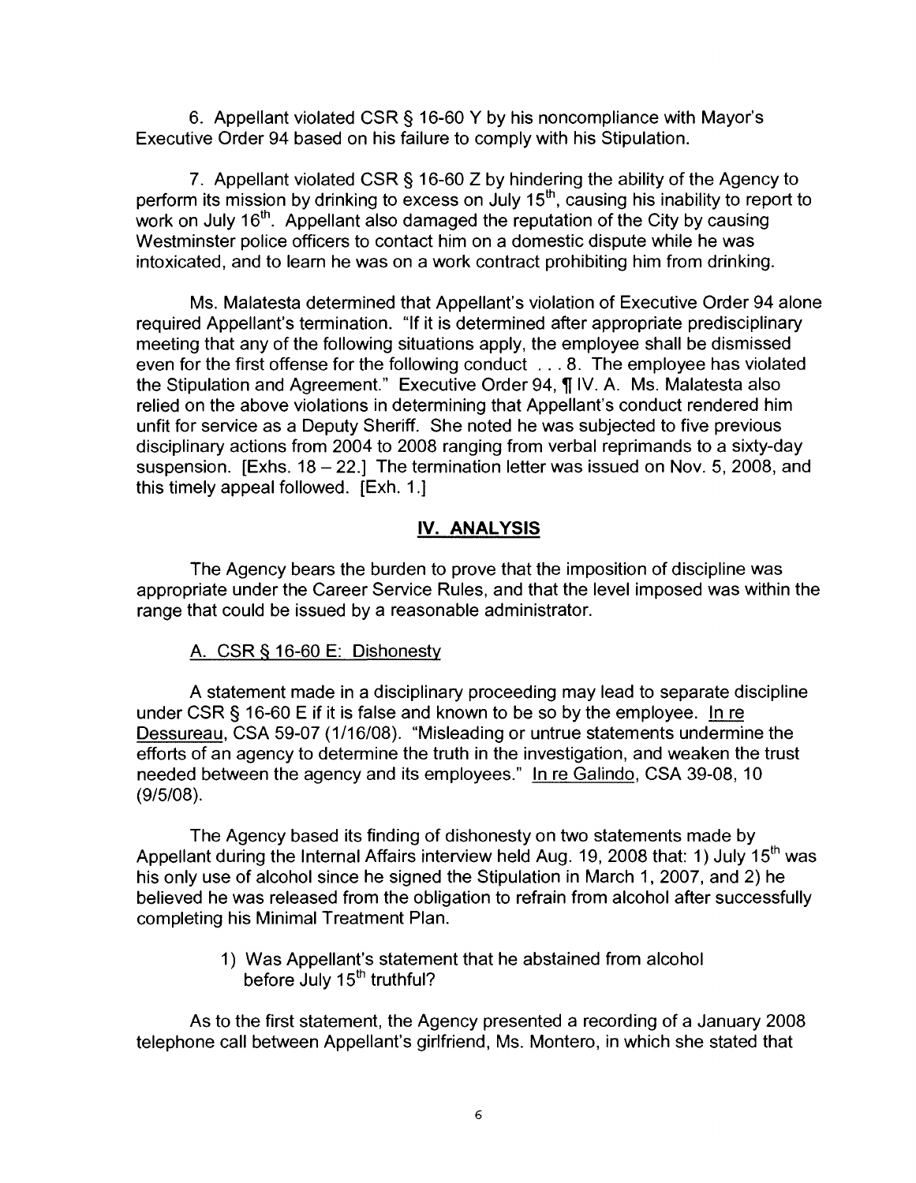6. Appellant violated CSR § 16-60 Y by his noncompliance with Mayor's Executive Order 94 based on his failure to comply with his Stipulation.

7. Appellant violated CSR § 16-60 Z by hindering the ability of the Agency to perform its mission by drinking to excess on July 15th, causing his inability to report to work on July 16th. Appellant also damaged the reputation of the City by causing Westminster police officers to contact him on a domestic dispute while he was intoxicated, and to learn he was on a work contract prohibiting him from drinking.

Ms. Malatesta determined that Appellant's violation of Executive Order 94 alone required Appellant's termination. "If it is determined after appropriate predisciplinary meeting that any of the following situations apply, the employee shall be dismissed even for the first offense for the following conduct . . . 8. The employee has violated the Stipulation and Agreement." Executive Order 94, ¶ IV. A. Ms. Malatesta also relied on the above violations in determining that Appellant's conduct rendered him unfit for service as a Deputy Sheriff. She noted he was subjected to five previous disciplinary actions from 2004 to 2008 ranging from verbal reprimands to a sixty-day suspension. [Exhs. 18 – 22.] The termination letter was issued on Nov. 5, 2008, and this timely appeal followed. [Exh. 1.]

## IV. ANALYSIS

The Agency bears the burden to prove that the imposition of discipline was appropriate under the Career Service Rules, and that the level imposed was within the range that could be issued by a reasonable administrator.

### A. CSR § 16-60 E: Dishonesty

A statement made in a disciplinary proceeding may lead to separate discipline under CSR § 16-60 E if it is false and known to be so by the employee. In re Dessureau, CSA 59-07 (1/16/08). "Misleading or untrue statements undermine the efforts of an agency to determine the truth in the investigation, and weaken the trust needed between the agency and its employees." In re Galindo, CSA 39-08, 10 (9/5/08).

The Agency based its finding of dishonesty on two statements made by Appellant during the Internal Affairs interview held Aug. 19, 2008 that: 1) July 15th was his only use of alcohol since he signed the Stipulation in March 1, 2007, and 2) he believed he was released from the obligation to refrain from alcohol after successfully completing his Minimal Treatment Plan.

1) Was Appellant's statement that he abstained from alcohol before July 15th truthful?

As to the first statement, the Agency presented a recording of a January 2008 telephone call between Appellant's girlfriend, Ms. Montero, in which she stated that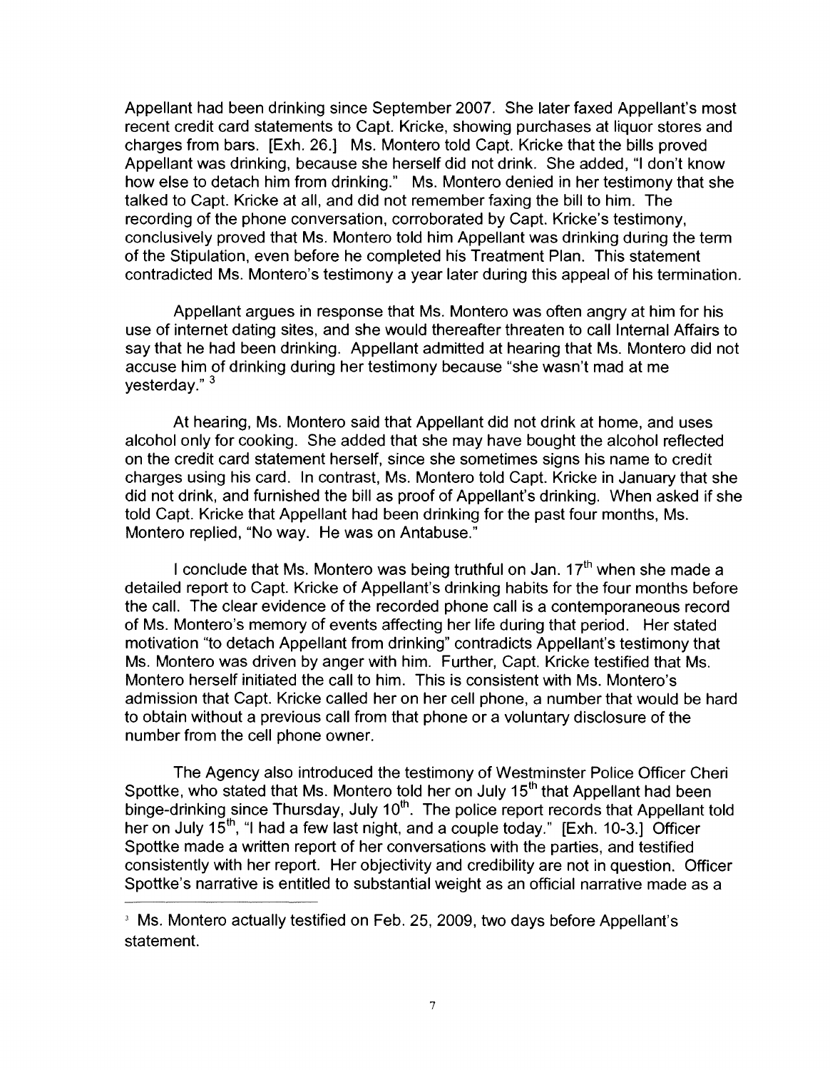Appellant had been drinking since September 2007. She later faxed Appellant's most recent credit card statements to Capt. Kricke, showing purchases at liquor stores and charges from bars. [Exh. 26.] Ms. Montero told Capt. Kricke that the bills proved Appellant was drinking, because she herself did not drink. She added, "I don't know how else to detach him from drinking." Ms. Montero denied in her testimony that she talked to Capt. Kricke at all, and did not remember faxing the bill to him. The recording of the phone conversation, corroborated by Capt. Kricke's testimony, conclusively proved that Ms. Montero told him Appellant was drinking during the term of the Stipulation, even before he completed his Treatment Plan. This statement contradicted Ms. Montero's testimony a year later during this appeal of his termination.

Appellant argues in response that Ms. Montero was often angry at him for his use of internet dating sites, and she would thereafter threaten to call Internal Affairs to say that he had been drinking. Appellant admitted at hearing that Ms. Montero did not accuse him of drinking during her testimony because "she wasn't mad at me yesterday." [3]

At hearing, Ms. Montero said that Appellant did not drink at home, and uses alcohol only for cooking. She added that she may have bought the alcohol reflected on the credit card statement herself, since she sometimes signs his name to credit charges using his card. In contrast, Ms. Montero told Capt. Kricke in January that she did not drink, and furnished the bill as proof of Appellant's drinking. When asked if she told Capt. Kricke that Appellant had been drinking for the past four months, Ms. Montero replied, "No way. He was on Antabuse."

I conclude that Ms. Montero was being truthful on Jan. 17th when she made a detailed report to Capt. Kricke of Appellant's drinking habits for the four months before the call. The clear evidence of the recorded phone call is a contemporaneous record of Ms. Montero's memory of events affecting her life during that period. Her stated motivation "to detach Appellant from drinking" contradicts Appellant's testimony that Ms. Montero was driven by anger with him. Further, Capt. Kricke testified that Ms. Montero herself initiated the call to him. This is consistent with Ms. Montero's admission that Capt. Kricke called her on her cell phone, a number that would be hard to obtain without a previous call from that phone or a voluntary disclosure of the number from the cell phone owner.

The Agency also introduced the testimony of Westminster Police Officer Cheri Spottke, who stated that Ms. Montero told her on July 15th that Appellant had been binge-drinking since Thursday, July 10th. The police report records that Appellant told her on July 15th, "I had a few last night, and a couple today." [Exh. 10-3.] Officer Spottke made a written report of her conversations with the parties, and testified consistently with her report. Her objectivity and credibility are not in question. Officer Spottke's narrative is entitled to substantial weight as an official narrative made as a

---

[3] Ms. Montero actually testified on Feb. 25, 2009, two days before Appellant's statement.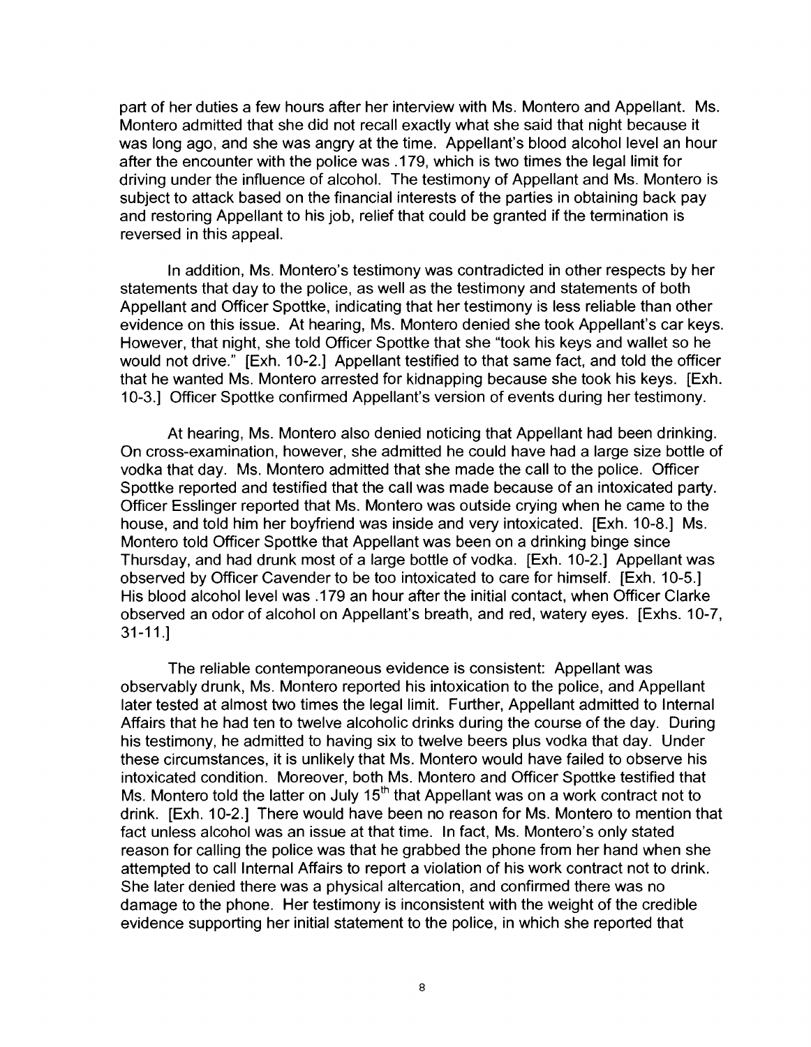part of her duties a few hours after her interview with Ms. Montero and Appellant. Ms. Montero admitted that she did not recall exactly what she said that night because it was long ago, and she was angry at the time. Appellant's blood alcohol level an hour after the encounter with the police was .179, which is two times the legal limit for driving under the influence of alcohol. The testimony of Appellant and Ms. Montero is subject to attack based on the financial interests of the parties in obtaining back pay and restoring Appellant to his job, relief that could be granted if the termination is reversed in this appeal.

In addition, Ms. Montero's testimony was contradicted in other respects by her statements that day to the police, as well as the testimony and statements of both Appellant and Officer Spottke, indicating that her testimony is less reliable than other evidence on this issue. At hearing, Ms. Montero denied she took Appellant's car keys. However, that night, she told Officer Spottke that she "took his keys and wallet so he would not drive." [Exh. 10-2.] Appellant testified to that same fact, and told the officer that he wanted Ms. Montero arrested for kidnapping because she took his keys. [Exh. 10-3.] Officer Spottke confirmed Appellant's version of events during her testimony.

At hearing, Ms. Montero also denied noticing that Appellant had been drinking. On cross-examination, however, she admitted he could have had a large size bottle of vodka that day. Ms. Montero admitted that she made the call to the police. Officer Spottke reported and testified that the call was made because of an intoxicated party. Officer Esslinger reported that Ms. Montero was outside crying when he came to the house, and told him her boyfriend was inside and very intoxicated. [Exh. 10-8.] Ms. Montero told Officer Spottke that Appellant was been on a drinking binge since Thursday, and had drunk most of a large bottle of vodka. [Exh. 10-2.] Appellant was observed by Officer Cavender to be too intoxicated to care for himself. [Exh. 10-5.] His blood alcohol level was .179 an hour after the initial contact, when Officer Clarke observed an odor of alcohol on Appellant's breath, and red, watery eyes. [Exhs. 10-7, 31-11.]

The reliable contemporaneous evidence is consistent: Appellant was observably drunk, Ms. Montero reported his intoxication to the police, and Appellant later tested at almost two times the legal limit. Further, Appellant admitted to Internal Affairs that he had ten to twelve alcoholic drinks during the course of the day. During his testimony, he admitted to having six to twelve beers plus vodka that day. Under these circumstances, it is unlikely that Ms. Montero would have failed to observe his intoxicated condition. Moreover, both Ms. Montero and Officer Spottke testified that Ms. Montero told the latter on July 15th that Appellant was on a work contract not to drink. [Exh. 10-2.] There would have been no reason for Ms. Montero to mention that fact unless alcohol was an issue at that time. In fact, Ms. Montero's only stated reason for calling the police was that he grabbed the phone from her hand when she attempted to call Internal Affairs to report a violation of his work contract not to drink. She later denied there was a physical altercation, and confirmed there was no damage to the phone. Her testimony is inconsistent with the weight of the credible evidence supporting her initial statement to the police, in which she reported that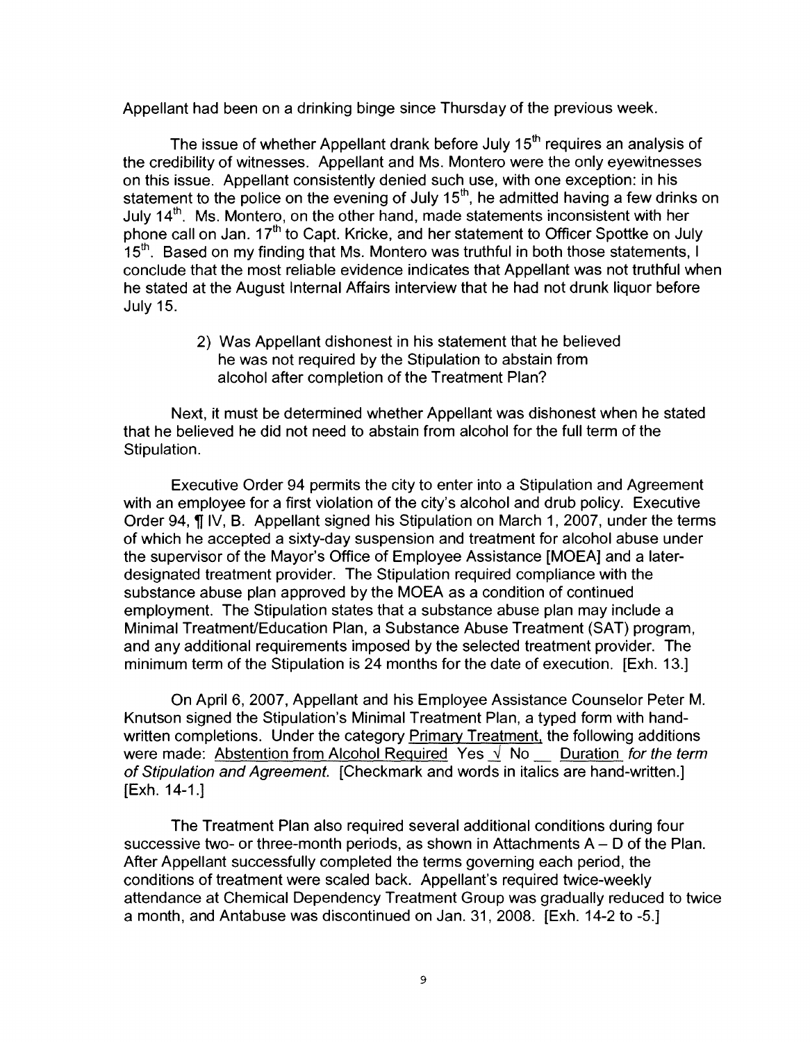Appellant had been on a drinking binge since Thursday of the previous week.

The issue of whether Appellant drank before July 15th requires an analysis of the credibility of witnesses. Appellant and Ms. Montero were the only eyewitnesses on this issue. Appellant consistently denied such use, with one exception: in his statement to the police on the evening of July 15th, he admitted having a few drinks on July 14th. Ms. Montero, on the other hand, made statements inconsistent with her phone call on Jan. 17th to Capt. Kricke, and her statement to Officer Spottke on July 15th. Based on my finding that Ms. Montero was truthful in both those statements, I conclude that the most reliable evidence indicates that Appellant was not truthful when he stated at the August Internal Affairs interview that he had not drunk liquor before July 15.

2) Was Appellant dishonest in his statement that he believed he was not required by the Stipulation to abstain from alcohol after completion of the Treatment Plan?

Next, it must be determined whether Appellant was dishonest when he stated that he believed he did not need to abstain from alcohol for the full term of the Stipulation.

Executive Order 94 permits the city to enter into a Stipulation and Agreement with an employee for a first violation of the city's alcohol and drub policy. Executive Order 94, ¶ IV, B. Appellant signed his Stipulation on March 1, 2007, under the terms of which he accepted a sixty-day suspension and treatment for alcohol abuse under the supervisor of the Mayor's Office of Employee Assistance [MOEA] and a later-designated treatment provider. The Stipulation required compliance with the substance abuse plan approved by the MOEA as a condition of continued employment. The Stipulation states that a substance abuse plan may include a Minimal Treatment/Education Plan, a Substance Abuse Treatment (SAT) program, and any additional requirements imposed by the selected treatment provider. The minimum term of the Stipulation is 24 months for the date of execution. [Exh. 13.]

On April 6, 2007, Appellant and his Employee Assistance Counselor Peter M. Knutson signed the Stipulation's Minimal Treatment Plan, a typed form with hand-written completions. Under the category Primary Treatment, the following additions were made: Abstention from Alcohol Required Yes √ No __ Duration *for the term of Stipulation and Agreement.* [Checkmark and words in italics are hand-written.] [Exh. 14-1.]

The Treatment Plan also required several additional conditions during four successive two- or three-month periods, as shown in Attachments A – D of the Plan. After Appellant successfully completed the terms governing each period, the conditions of treatment were scaled back. Appellant's required twice-weekly attendance at Chemical Dependency Treatment Group was gradually reduced to twice a month, and Antabuse was discontinued on Jan. 31, 2008. [Exh. 14-2 to -5.]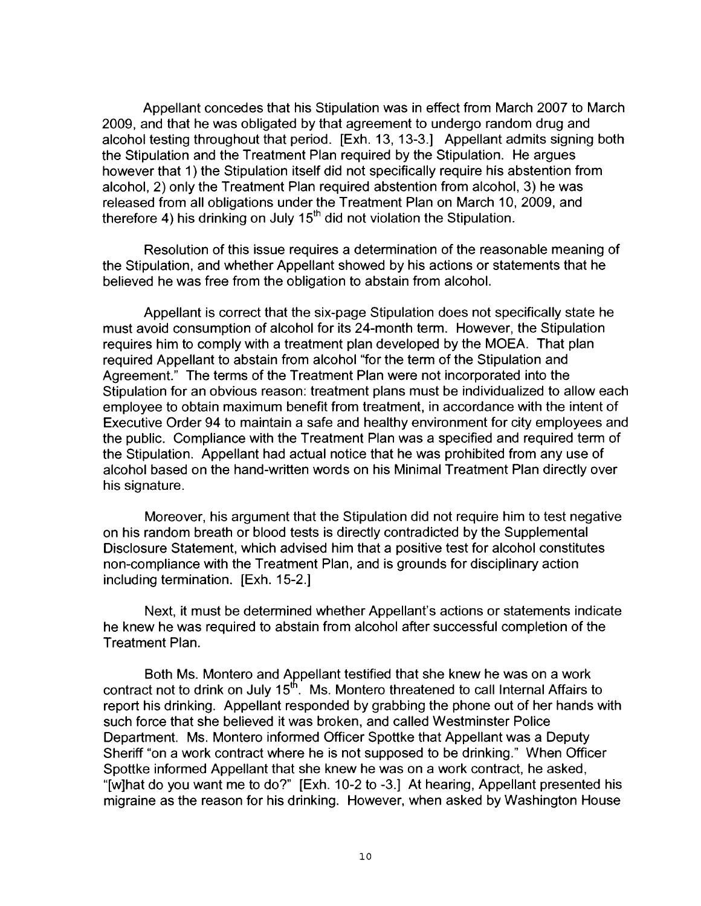Appellant concedes that his Stipulation was in effect from March 2007 to March 2009, and that he was obligated by that agreement to undergo random drug and alcohol testing throughout that period. [Exh. 13, 13-3.] Appellant admits signing both the Stipulation and the Treatment Plan required by the Stipulation. He argues however that 1) the Stipulation itself did not specifically require his abstention from alcohol, 2) only the Treatment Plan required abstention from alcohol, 3) he was released from all obligations under the Treatment Plan on March 10, 2009, and therefore 4) his drinking on July 15th did not violation the Stipulation.

Resolution of this issue requires a determination of the reasonable meaning of the Stipulation, and whether Appellant showed by his actions or statements that he believed he was free from the obligation to abstain from alcohol.

Appellant is correct that the six-page Stipulation does not specifically state he must avoid consumption of alcohol for its 24-month term. However, the Stipulation requires him to comply with a treatment plan developed by the MOEA. That plan required Appellant to abstain from alcohol "for the term of the Stipulation and Agreement." The terms of the Treatment Plan were not incorporated into the Stipulation for an obvious reason: treatment plans must be individualized to allow each employee to obtain maximum benefit from treatment, in accordance with the intent of Executive Order 94 to maintain a safe and healthy environment for city employees and the public. Compliance with the Treatment Plan was a specified and required term of the Stipulation. Appellant had actual notice that he was prohibited from any use of alcohol based on the hand-written words on his Minimal Treatment Plan directly over his signature.

Moreover, his argument that the Stipulation did not require him to test negative on his random breath or blood tests is directly contradicted by the Supplemental Disclosure Statement, which advised him that a positive test for alcohol constitutes non-compliance with the Treatment Plan, and is grounds for disciplinary action including termination. [Exh. 15-2.]

Next, it must be determined whether Appellant's actions or statements indicate he knew he was required to abstain from alcohol after successful completion of the Treatment Plan.

Both Ms. Montero and Appellant testified that she knew he was on a work contract not to drink on July 15th. Ms. Montero threatened to call Internal Affairs to report his drinking. Appellant responded by grabbing the phone out of her hands with such force that she believed it was broken, and called Westminster Police Department. Ms. Montero informed Officer Spottke that Appellant was a Deputy Sheriff "on a work contract where he is not supposed to be drinking." When Officer Spottke informed Appellant that she knew he was on a work contract, he asked, "[w]hat do you want me to do?" [Exh. 10-2 to -3.] At hearing, Appellant presented his migraine as the reason for his drinking. However, when asked by Washington House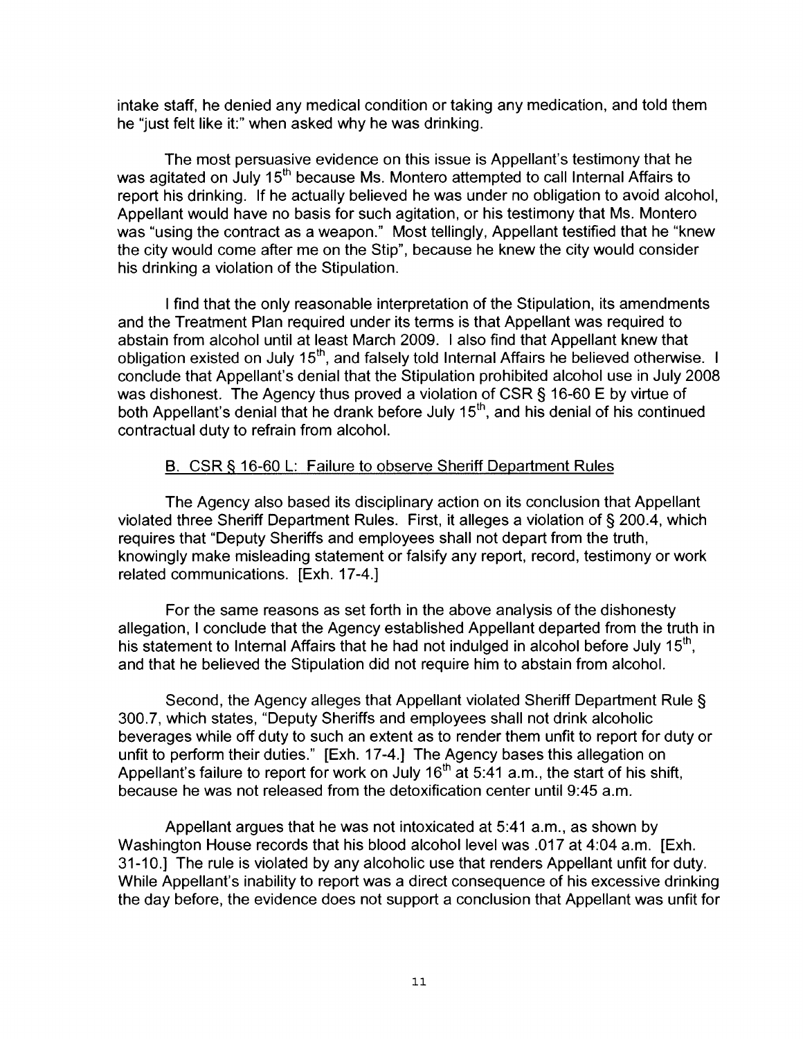intake staff, he denied any medical condition or taking any medication, and told them he "just felt like it:" when asked why he was drinking.

The most persuasive evidence on this issue is Appellant's testimony that he was agitated on July 15th because Ms. Montero attempted to call Internal Affairs to report his drinking. If he actually believed he was under no obligation to avoid alcohol, Appellant would have no basis for such agitation, or his testimony that Ms. Montero was "using the contract as a weapon." Most tellingly, Appellant testified that he "knew the city would come after me on the Stip", because he knew the city would consider his drinking a violation of the Stipulation.

I find that the only reasonable interpretation of the Stipulation, its amendments and the Treatment Plan required under its terms is that Appellant was required to abstain from alcohol until at least March 2009. I also find that Appellant knew that obligation existed on July 15th, and falsely told Internal Affairs he believed otherwise. I conclude that Appellant's denial that the Stipulation prohibited alcohol use in July 2008 was dishonest. The Agency thus proved a violation of CSR § 16-60 E by virtue of both Appellant's denial that he drank before July 15th, and his denial of his continued contractual duty to refrain from alcohol.

B. CSR § 16-60 L: Failure to observe Sheriff Department Rules

The Agency also based its disciplinary action on its conclusion that Appellant violated three Sheriff Department Rules. First, it alleges a violation of § 200.4, which requires that "Deputy Sheriffs and employees shall not depart from the truth, knowingly make misleading statement or falsify any report, record, testimony or work related communications. [Exh. 17-4.]

For the same reasons as set forth in the above analysis of the dishonesty allegation, I conclude that the Agency established Appellant departed from the truth in his statement to Internal Affairs that he had not indulged in alcohol before July 15th, and that he believed the Stipulation did not require him to abstain from alcohol.

Second, the Agency alleges that Appellant violated Sheriff Department Rule § 300.7, which states, "Deputy Sheriffs and employees shall not drink alcoholic beverages while off duty to such an extent as to render them unfit to report for duty or unfit to perform their duties." [Exh. 17-4.] The Agency bases this allegation on Appellant's failure to report for work on July 16th at 5:41 a.m., the start of his shift, because he was not released from the detoxification center until 9:45 a.m.

Appellant argues that he was not intoxicated at 5:41 a.m., as shown by Washington House records that his blood alcohol level was .017 at 4:04 a.m. [Exh. 31-10.] The rule is violated by any alcoholic use that renders Appellant unfit for duty. While Appellant's inability to report was a direct consequence of his excessive drinking the day before, the evidence does not support a conclusion that Appellant was unfit for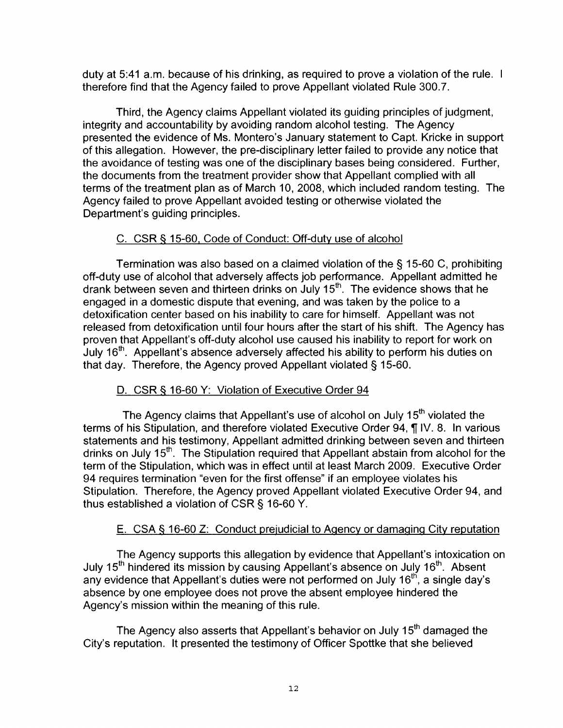duty at 5:41 a.m. because of his drinking, as required to prove a violation of the rule. I therefore find that the Agency failed to prove Appellant violated Rule 300.7.

Third, the Agency claims Appellant violated its guiding principles of judgment, integrity and accountability by avoiding random alcohol testing. The Agency presented the evidence of Ms. Montero's January statement to Capt. Kricke in support of this allegation. However, the pre-disciplinary letter failed to provide any notice that the avoidance of testing was one of the disciplinary bases being considered. Further, the documents from the treatment provider show that Appellant complied with all terms of the treatment plan as of March 10, 2008, which included random testing. The Agency failed to prove Appellant avoided testing or otherwise violated the Department's guiding principles.

C. CSR § 15-60, Code of Conduct: Off-duty use of alcohol

Termination was also based on a claimed violation of the § 15-60 C, prohibiting off-duty use of alcohol that adversely affects job performance. Appellant admitted he drank between seven and thirteen drinks on July 15th. The evidence shows that he engaged in a domestic dispute that evening, and was taken by the police to a detoxification center based on his inability to care for himself. Appellant was not released from detoxification until four hours after the start of his shift. The Agency has proven that Appellant's off-duty alcohol use caused his inability to report for work on July 16th. Appellant's absence adversely affected his ability to perform his duties on that day. Therefore, the Agency proved Appellant violated § 15-60.

D. CSR § 16-60 Y: Violation of Executive Order 94

The Agency claims that Appellant's use of alcohol on July 15th violated the terms of his Stipulation, and therefore violated Executive Order 94, ¶ IV. 8. In various statements and his testimony, Appellant admitted drinking between seven and thirteen drinks on July 15th. The Stipulation required that Appellant abstain from alcohol for the term of the Stipulation, which was in effect until at least March 2009. Executive Order 94 requires termination "even for the first offense" if an employee violates his Stipulation. Therefore, the Agency proved Appellant violated Executive Order 94, and thus established a violation of CSR § 16-60 Y.

E. CSA § 16-60 Z: Conduct prejudicial to Agency or damaging City reputation

The Agency supports this allegation by evidence that Appellant's intoxication on July 15th hindered its mission by causing Appellant's absence on July 16th. Absent any evidence that Appellant's duties were not performed on July 16th, a single day's absence by one employee does not prove the absent employee hindered the Agency's mission within the meaning of this rule.

The Agency also asserts that Appellant's behavior on July 15th damaged the City's reputation. It presented the testimony of Officer Spottke that she believed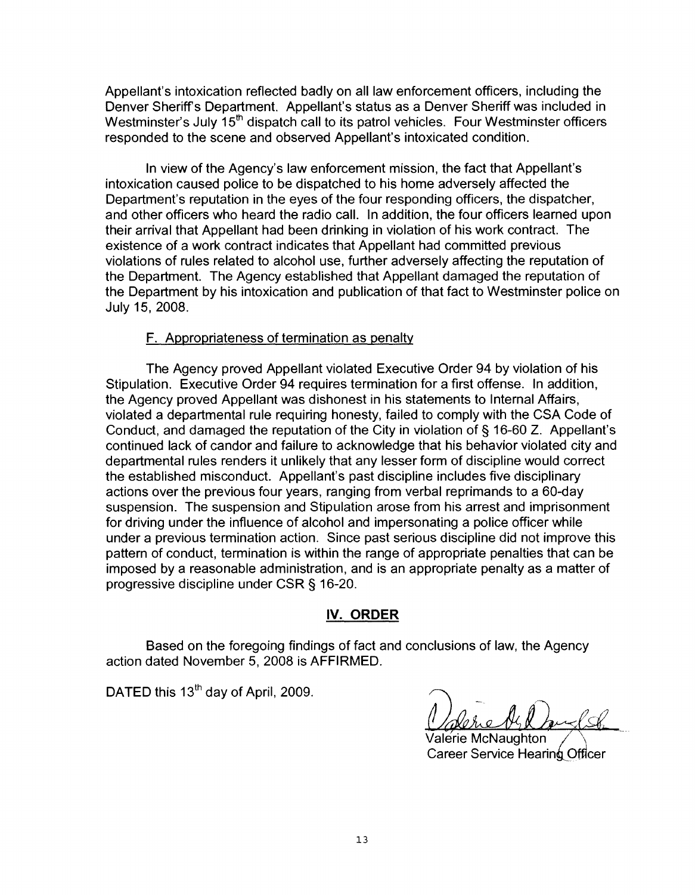Appellant's intoxication reflected badly on all law enforcement officers, including the Denver Sheriff's Department. Appellant's status as a Denver Sheriff was included in Westminster's July 15th dispatch call to its patrol vehicles. Four Westminster officers responded to the scene and observed Appellant's intoxicated condition.

In view of the Agency's law enforcement mission, the fact that Appellant's intoxication caused police to be dispatched to his home adversely affected the Department's reputation in the eyes of the four responding officers, the dispatcher, and other officers who heard the radio call. In addition, the four officers learned upon their arrival that Appellant had been drinking in violation of his work contract. The existence of a work contract indicates that Appellant had committed previous violations of rules related to alcohol use, further adversely affecting the reputation of the Department. The Agency established that Appellant damaged the reputation of the Department by his intoxication and publication of that fact to Westminster police on July 15, 2008.

F. Appropriateness of termination as penalty

The Agency proved Appellant violated Executive Order 94 by violation of his Stipulation. Executive Order 94 requires termination for a first offense. In addition, the Agency proved Appellant was dishonest in his statements to Internal Affairs, violated a departmental rule requiring honesty, failed to comply with the CSA Code of Conduct, and damaged the reputation of the City in violation of § 16-60 Z. Appellant's continued lack of candor and failure to acknowledge that his behavior violated city and departmental rules renders it unlikely that any lesser form of discipline would correct the established misconduct. Appellant's past discipline includes five disciplinary actions over the previous four years, ranging from verbal reprimands to a 60-day suspension. The suspension and Stipulation arose from his arrest and imprisonment for driving under the influence of alcohol and impersonating a police officer while under a previous termination action. Since past serious discipline did not improve this pattern of conduct, termination is within the range of appropriate penalties that can be imposed by a reasonable administration, and is an appropriate penalty as a matter of progressive discipline under CSR § 16-20.

## IV. ORDER

Based on the foregoing findings of fact and conclusions of law, the Agency action dated November 5, 2008 is AFFIRMED.

DATED this 13th day of April, 2009.

Valerie McNaughton
Career Service Hearing Officer